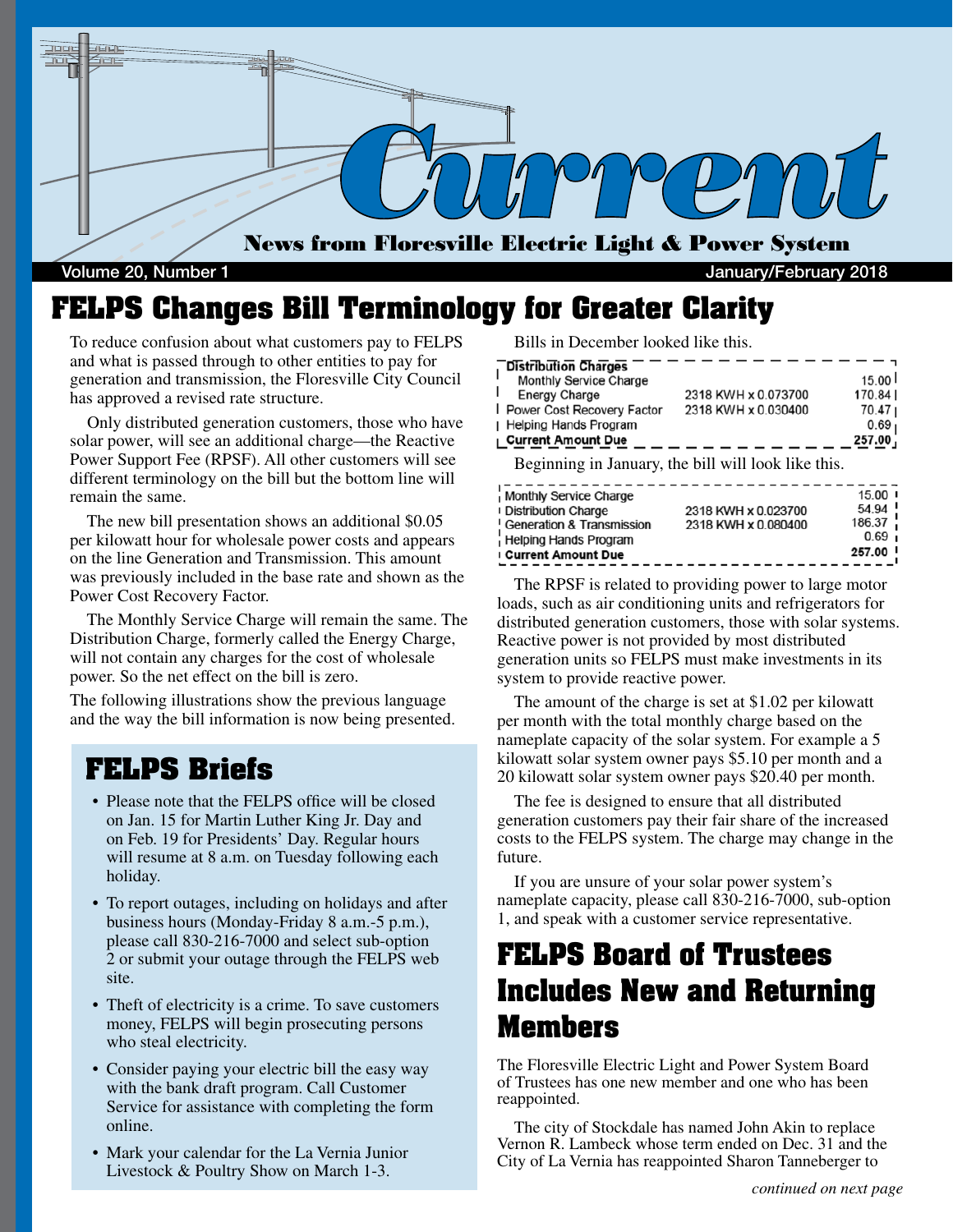# Current

**News from Floresville Electric Light & Power System**

Volume 20, Number 1 — January/February 2018

## FELPS Changes Bill Terminology for Greater Clarity

To reduce confusion about what customers pay to FELPS and what is passed through to other entities to pay for generation and transmission, the Floresville City Council has approved a revised rate structure.

Only distributed generation customers, those who have solar power, will see an additional charge—the Reactive Power Support Fee (RPSF). All other customers will see different terminology on the bill but the bottom line will remain the same.

The new bill presentation shows an additional $0.05 per kilowatt hour for wholesale power costs and appears on the line Generation and Transmission. This amount was previously included in the base rate and shown as the Power Cost Recovery Factor.

The Monthly Service Charge will remain the same. The Distribution Charge, formerly called the Energy Charge, will not contain any charges for the cost of wholesale power. So the net effect on the bill is zero.

The following illustrations show the previous language and the way the bill information is now being presented.

Bills in December looked like this.

| Distribution Charges | | |
|---|---|---|
| Monthly Service Charge | | 15.00 |
| Energy Charge | 2318 KWH x 0.073700 | 170.84 |
| Power Cost Recovery Factor | 2318 KWH x 0.030400 | 70.47 |
| Helping Hands Program | | 0.69 |
| **Current Amount Due** | | **257.00** |

Beginning in January, the bill will look like this.

| | | |
|---|---|---|
| Monthly Service Charge | | 15.00 |
| Distribution Charge | 2318 KWH x 0.023700 | 54.94 |
| Generation & Transmission | 2318 KWH x 0.080400 | 186.37 |
| Helping Hands Program | | 0.69 |
| **Current Amount Due** | | **257.00** |

The RPSF is related to providing power to large motor loads, such as air conditioning units and refrigerators for distributed generation customers, those with solar systems. Reactive power is not provided by most distributed generation units so FELPS must make investments in its system to provide reactive power.

The amount of the charge is set at $1.02 per kilowatt per month with the total monthly charge based on the nameplate capacity of the solar system. For example a 5 kilowatt solar system owner pays $5.10 per month and a 20 kilowatt solar system owner pays $20.40 per month.

The fee is designed to ensure that all distributed generation customers pay their fair share of the increased costs to the FELPS system. The charge may change in the future.

If you are unsure of your solar power system's nameplate capacity, please call 830-216-7000, sub-option 1, and speak with a customer service representative.

## FELPS Briefs

- Please note that the FELPS office will be closed on Jan. 15 for Martin Luther King Jr. Day and on Feb. 19 for Presidents' Day. Regular hours will resume at 8 a.m. on Tuesday following each holiday.
- To report outages, including on holidays and after business hours (Monday-Friday 8 a.m.-5 p.m.), please call 830-216-7000 and select sub-option 2 or submit your outage through the FELPS web site.
- Theft of electricity is a crime. To save customers money, FELPS will begin prosecuting persons who steal electricity.
- Consider paying your electric bill the easy way with the bank draft program. Call Customer Service for assistance with completing the form online.
- Mark your calendar for the La Vernia Junior Livestock & Poultry Show on March 1-3.

## FELPS Board of Trustees Includes New and Returning Members

The Floresville Electric Light and Power System Board of Trustees has one new member and one who has been reappointed.

The city of Stockdale has named John Akin to replace Vernon R. Lambeck whose term ended on Dec. 31 and the City of La Vernia has reappointed Sharon Tanneberger to

*continued on next page*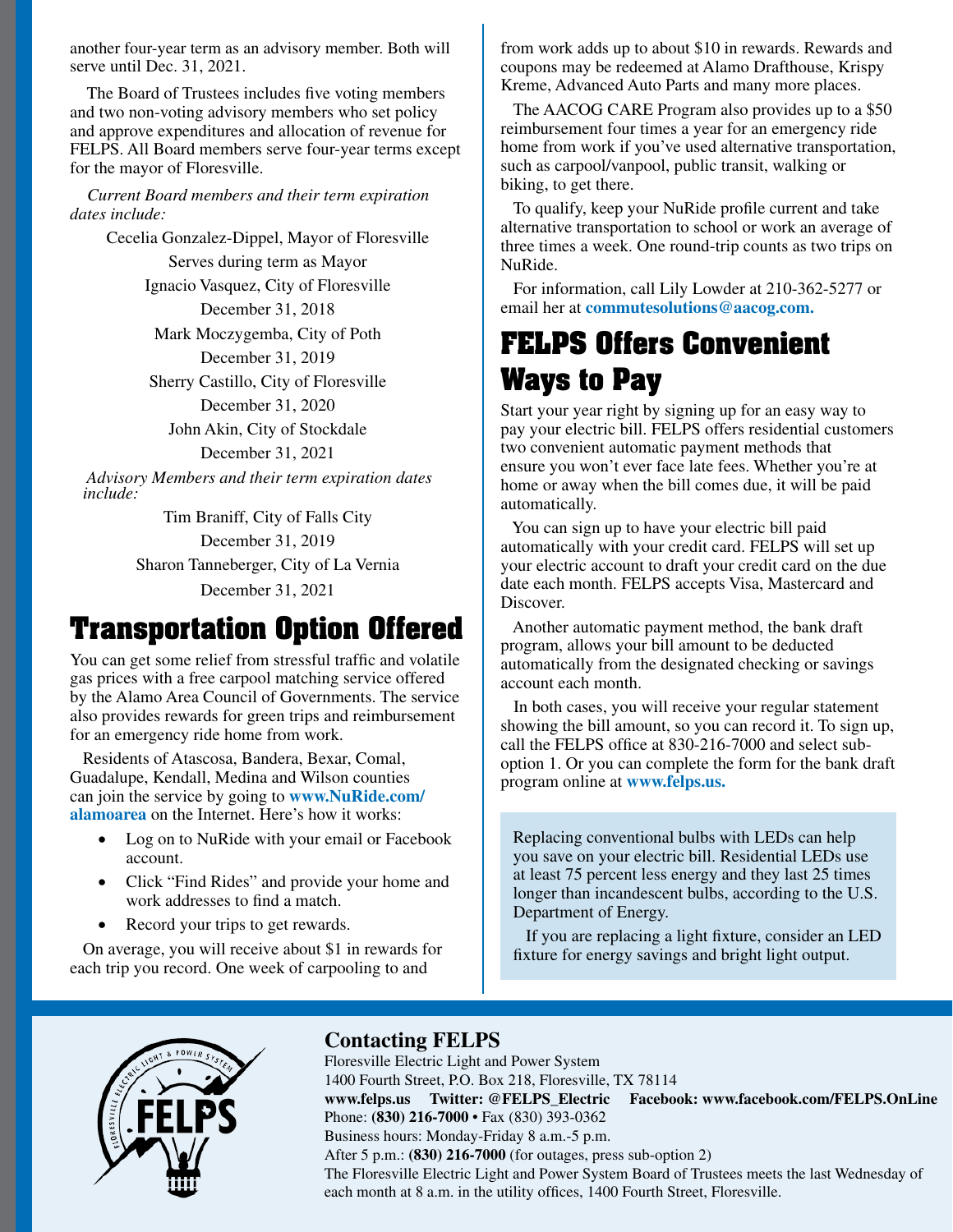another four-year term as an advisory member. Both will serve until Dec. 31, 2021.

The Board of Trustees includes five voting members and two non-voting advisory members who set policy and approve expenditures and allocation of revenue for FELPS. All Board members serve four-year terms except for the mayor of Floresville.

*Current Board members and their term expiration dates include:*

Cecelia Gonzalez-Dippel, Mayor of Floresville
Serves during term as Mayor

Ignacio Vasquez, City of Floresville
December 31, 2018

Mark Moczygemba, City of Poth
December 31, 2019

Sherry Castillo, City of Floresville
December 31, 2020

John Akin, City of Stockdale
December 31, 2021

*Advisory Members and their term expiration dates include:*

Tim Braniff, City of Falls City
December 31, 2019

Sharon Tanneberger, City of La Vernia
December 31, 2021

## Transportation Option Offered

You can get some relief from stressful traffic and volatile gas prices with a free carpool matching service offered by the Alamo Area Council of Governments. The service also provides rewards for green trips and reimbursement for an emergency ride home from work.

Residents of Atascosa, Bandera, Bexar, Comal, Guadalupe, Kendall, Medina and Wilson counties can join the service by going to **www.NuRide.com/alamoarea** on the Internet. Here's how it works:

- Log on to NuRide with your email or Facebook account.
- Click "Find Rides" and provide your home and work addresses to find a match.
- Record your trips to get rewards.

On average, you will receive about $1 in rewards for each trip you record. One week of carpooling to and from work adds up to about $10 in rewards. Rewards and coupons may be redeemed at Alamo Drafthouse, Krispy Kreme, Advanced Auto Parts and many more places.

The AACOG CARE Program also provides up to a $50 reimbursement four times a year for an emergency ride home from work if you've used alternative transportation, such as carpool/vanpool, public transit, walking or biking, to get there.

To qualify, keep your NuRide profile current and take alternative transportation to school or work an average of three times a week. One round-trip counts as two trips on NuRide.

For information, call Lily Lowder at 210-362-5277 or email her at **commutesolutions@aacog.com.**

## FELPS Offers Convenient Ways to Pay

Start your year right by signing up for an easy way to pay your electric bill. FELPS offers residential customers two convenient automatic payment methods that ensure you won't ever face late fees. Whether you're at home or away when the bill comes due, it will be paid automatically.

You can sign up to have your electric bill paid automatically with your credit card. FELPS will set up your electric account to draft your credit card on the due date each month. FELPS accepts Visa, Mastercard and Discover.

Another automatic payment method, the bank draft program, allows your bill amount to be deducted automatically from the designated checking or savings account each month.

In both cases, you will receive your regular statement showing the bill amount, so you can record it. To sign up, call the FELPS office at 830-216-7000 and select sub-option 1. Or you can complete the form for the bank draft program online at **www.felps.us.**

Replacing conventional bulbs with LEDs can help you save on your electric bill. Residential LEDs use at least 75 percent less energy and they last 25 times longer than incandescent bulbs, according to the U.S. Department of Energy.

If you are replacing a light fixture, consider an LED fixture for energy savings and bright light output.

## Contacting FELPS

Floresville Electric Light and Power System
1400 Fourth Street, P.O. Box 218, Floresville, TX 78114
**www.felps.us** **Twitter: @FELPS_Electric** **Facebook: www.facebook.com/FELPS.OnLine**
Phone: **(830) 216-7000** • Fax (830) 393-0362
Business hours: Monday-Friday 8 a.m.-5 p.m.
After 5 p.m.: **(830) 216-7000** (for outages, press sub-option 2)
The Floresville Electric Light and Power System Board of Trustees meets the last Wednesday of each month at 8 a.m. in the utility offices, 1400 Fourth Street, Floresville.